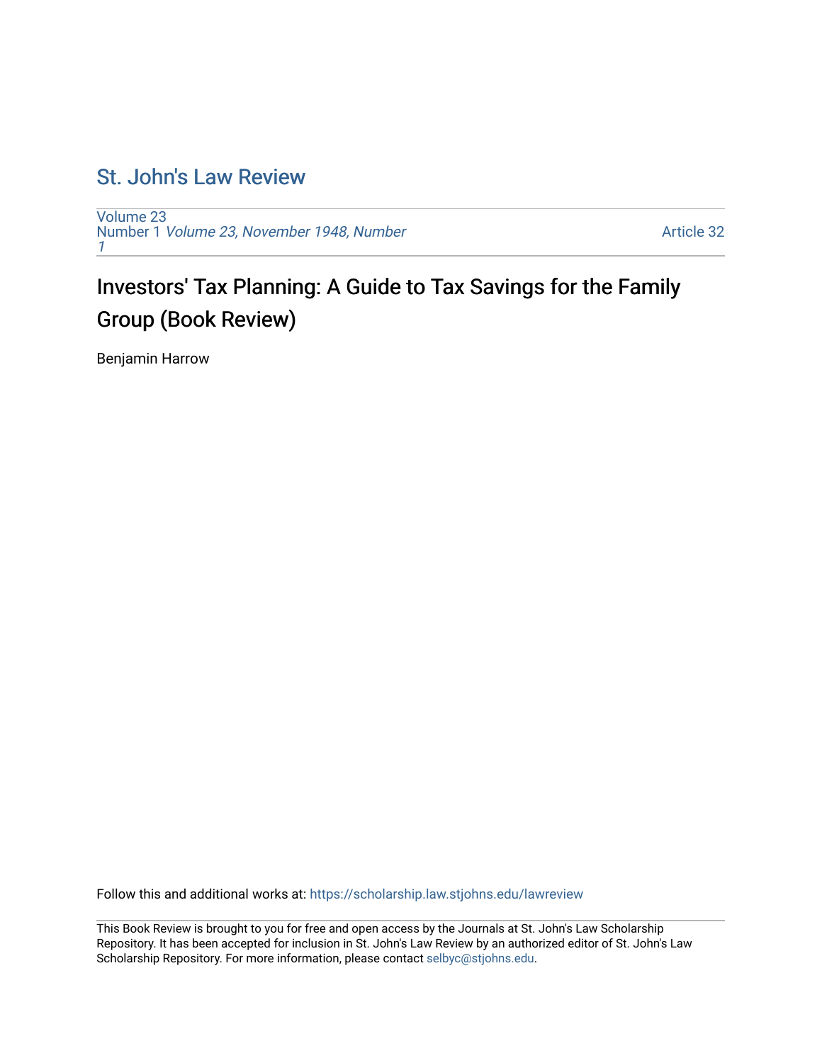# St. John's Law Review

Volume 23
Number 1 *Volume 23, November 1948, Number 1*

Article 32

## Investors' Tax Planning: A Guide to Tax Savings for the Family Group (Book Review)

Benjamin Harrow

Follow this and additional works at: https://scholarship.law.stjohns.edu/lawreview

This Book Review is brought to you for free and open access by the Journals at St. John's Law Scholarship Repository. It has been accepted for inclusion in St. John's Law Review by an authorized editor of St. John's Law Scholarship Repository. For more information, please contact selbyc@stjohns.edu.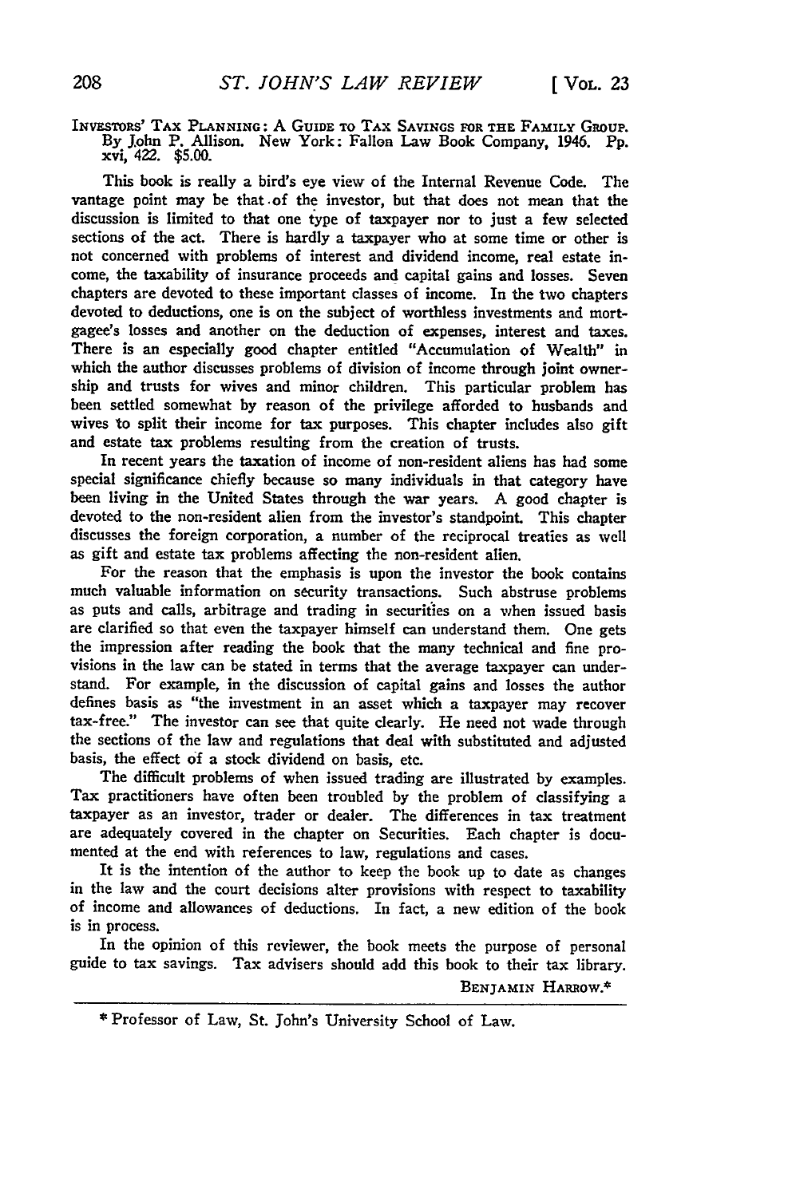INVESTORS' TAX PLANNING: A GUIDE TO TAX SAVINGS FOR THE FAMILY GROUP. By John P. Allison. New York: Fallon Law Book Company, 1946. Pp. xvi, 422. $5.00.

This book is really a bird's eye view of the Internal Revenue Code. The vantage point may be that of the investor, but that does not mean that the discussion is limited to that one type of taxpayer nor to just a few selected sections of the act. There is hardly a taxpayer who at some time or other is not concerned with problems of interest and dividend income, real estate income, the taxability of insurance proceeds and capital gains and losses. Seven chapters are devoted to these important classes of income. In the two chapters devoted to deductions, one is on the subject of worthless investments and mortgagee's losses and another on the deduction of expenses, interest and taxes. There is an especially good chapter entitled "Accumulation of Wealth" in which the author discusses problems of division of income through joint ownership and trusts for wives and minor children. This particular problem has been settled somewhat by reason of the privilege afforded to husbands and wives to split their income for tax purposes. This chapter includes also gift and estate tax problems resulting from the creation of trusts.

In recent years the taxation of income of non-resident aliens has had some special significance chiefly because so many individuals in that category have been living in the United States through the war years. A good chapter is devoted to the non-resident alien from the investor's standpoint. This chapter discusses the foreign corporation, a number of the reciprocal treaties as well as gift and estate tax problems affecting the non-resident alien.

For the reason that the emphasis is upon the investor the book contains much valuable information on security transactions. Such abstruse problems as puts and calls, arbitrage and trading in securities on a when issued basis are clarified so that even the taxpayer himself can understand them. One gets the impression after reading the book that the many technical and fine provisions in the law can be stated in terms that the average taxpayer can understand. For example, in the discussion of capital gains and losses the author defines basis as "the investment in an asset which a taxpayer may recover tax-free." The investor can see that quite clearly. He need not wade through the sections of the law and regulations that deal with substituted and adjusted basis, the effect of a stock dividend on basis, etc.

The difficult problems of when issued trading are illustrated by examples. Tax practitioners have often been troubled by the problem of classifying a taxpayer as an investor, trader or dealer. The differences in tax treatment are adequately covered in the chapter on Securities. Each chapter is documented at the end with references to law, regulations and cases.

It is the intention of the author to keep the book up to date as changes in the law and the court decisions alter provisions with respect to taxability of income and allowances of deductions. In fact, a new edition of the book is in process.

In the opinion of this reviewer, the book meets the purpose of personal guide to tax savings. Tax advisers should add this book to their tax library.

BENJAMIN HARROW.*

---

\* Professor of Law, St. John's University School of Law.